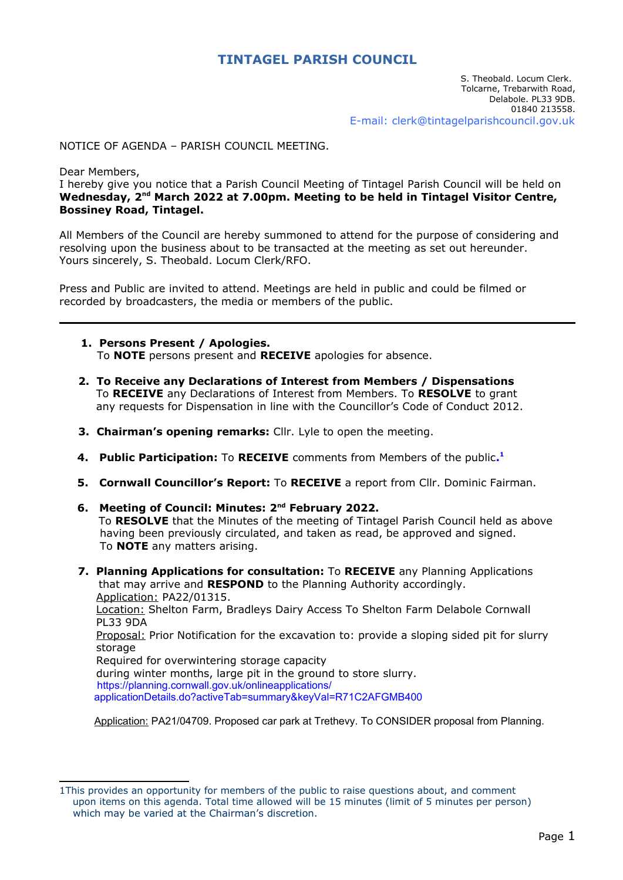# TINTAGEL PARISH COUNCIL

S. Theobald. Locum Clerk.
Tolcarne, Trebarwith Road,
Delabole. PL33 9DB.
01840 213558.
E-mail: clerk@tintagelparishcouncil.gov.uk

NOTICE OF AGENDA – PARISH COUNCIL MEETING.

Dear Members,
I hereby give you notice that a Parish Council Meeting of Tintagel Parish Council will be held on **Wednesday, 2nd March 2022 at 7.00pm. Meeting to be held in Tintagel Visitor Centre, Bossiney Road, Tintagel.**

All Members of the Council are hereby summoned to attend for the purpose of considering and resolving upon the business about to be transacted at the meeting as set out hereunder.
Yours sincerely, S. Theobald. Locum Clerk/RFO.

Press and Public are invited to attend. Meetings are held in public and could be filmed or recorded by broadcasters, the media or members of the public.

---

1. **Persons Present / Apologies.**
   To **NOTE** persons present and **RECEIVE** apologies for absence.

2. **To Receive any Declarations of Interest from Members / Dispensations**
   To **RECEIVE** any Declarations of Interest from Members. To **RESOLVE** to grant any requests for Dispensation in line with the Councillor's Code of Conduct 2012.

3. **Chairman's opening remarks:** Cllr. Lyle to open the meeting.

4. **Public Participation:** To **RECEIVE** comments from Members of the public.[1]

5. **Cornwall Councillor's Report:** To **RECEIVE** a report from Cllr. Dominic Fairman.

6. **Meeting of Council: Minutes: 2nd February 2022.**
   To **RESOLVE** that the Minutes of the meeting of Tintagel Parish Council held as above having been previously circulated, and taken as read, be approved and signed.
   To **NOTE** any matters arising.

7. **Planning Applications for consultation:** To **RECEIVE** any Planning Applications that may arrive and **RESPOND** to the Planning Authority accordingly.
   Application: PA22/01315.
   Location: Shelton Farm, Bradleys Dairy Access To Shelton Farm Delabole Cornwall PL33 9DA
   Proposal: Prior Notification for the excavation to: provide a sloping sided pit for slurry storage
   Required for overwintering storage capacity
   during winter months, large pit in the ground to store slurry.
   https://planning.cornwall.gov.uk/onlineapplications/applicationDetails.do?activeTab=summary&keyVal=R71C2AFGMB400

   Application: PA21/04709. Proposed car park at Trethevy. To CONSIDER proposal from Planning.

---

1 This provides an opportunity for members of the public to raise questions about, and comment upon items on this agenda. Total time allowed will be 15 minutes (limit of 5 minutes per person) which may be varied at the Chairman's discretion.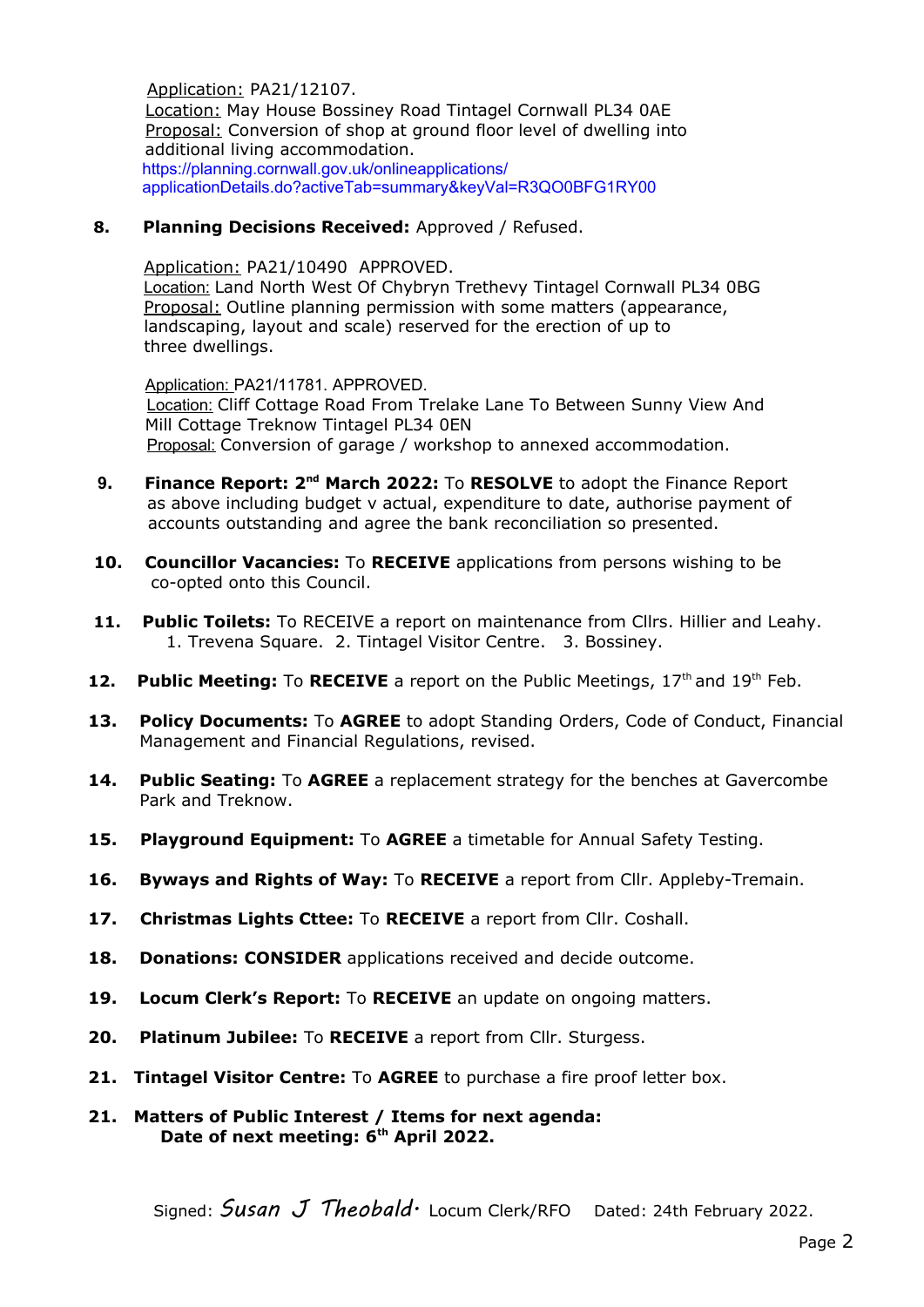Application: PA21/12107.
Location: May House Bossiney Road Tintagel Cornwall PL34 0AE
Proposal: Conversion of shop at ground floor level of dwelling into additional living accommodation.
https://planning.cornwall.gov.uk/onlineapplications/applicationDetails.do?activeTab=summary&keyVal=R3QO0BFG1RY00

**8. Planning Decisions Received:** Approved / Refused.

Application: PA21/10490 APPROVED.
Location: Land North West Of Chybryn Trethevy Tintagel Cornwall PL34 0BG
Proposal: Outline planning permission with some matters (appearance, landscaping, layout and scale) reserved for the erection of up to three dwellings.

Application: PA21/11781. APPROVED.
Location: Cliff Cottage Road From Trelake Lane To Between Sunny View And Mill Cottage Treknow Tintagel PL34 0EN
Proposal: Conversion of garage / workshop to annexed accommodation.

**9. Finance Report: 2nd March 2022:** To **RESOLVE** to adopt the Finance Report as above including budget v actual, expenditure to date, authorise payment of accounts outstanding and agree the bank reconciliation so presented.

**10. Councillor Vacancies:** To **RECEIVE** applications from persons wishing to be co-opted onto this Council.

**11. Public Toilets:** To RECEIVE a report on maintenance from Cllrs. Hillier and Leahy.
1. Trevena Square. 2. Tintagel Visitor Centre. 3. Bossiney.

**12. Public Meeting:** To **RECEIVE** a report on the Public Meetings, 17th and 19th Feb.

**13. Policy Documents:** To **AGREE** to adopt Standing Orders, Code of Conduct, Financial Management and Financial Regulations, revised.

**14. Public Seating:** To **AGREE** a replacement strategy for the benches at Gavercombe Park and Treknow.

**15. Playground Equipment:** To **AGREE** a timetable for Annual Safety Testing.

**16. Byways and Rights of Way:** To **RECEIVE** a report from Cllr. Appleby-Tremain.

**17. Christmas Lights Cttee:** To **RECEIVE** a report from Cllr. Coshall.

**18. Donations: CONSIDER** applications received and decide outcome.

**19. Locum Clerk's Report:** To **RECEIVE** an update on ongoing matters.

**20. Platinum Jubilee:** To **RECEIVE** a report from Cllr. Sturgess.

**21. Tintagel Visitor Centre:** To **AGREE** to purchase a fire proof letter box.

**21. Matters of Public Interest / Items for next agenda:**
**Date of next meeting: 6th April 2022.**

Signed: *Susan J Theobald.* Locum Clerk/RFO Dated: 24th February 2022.